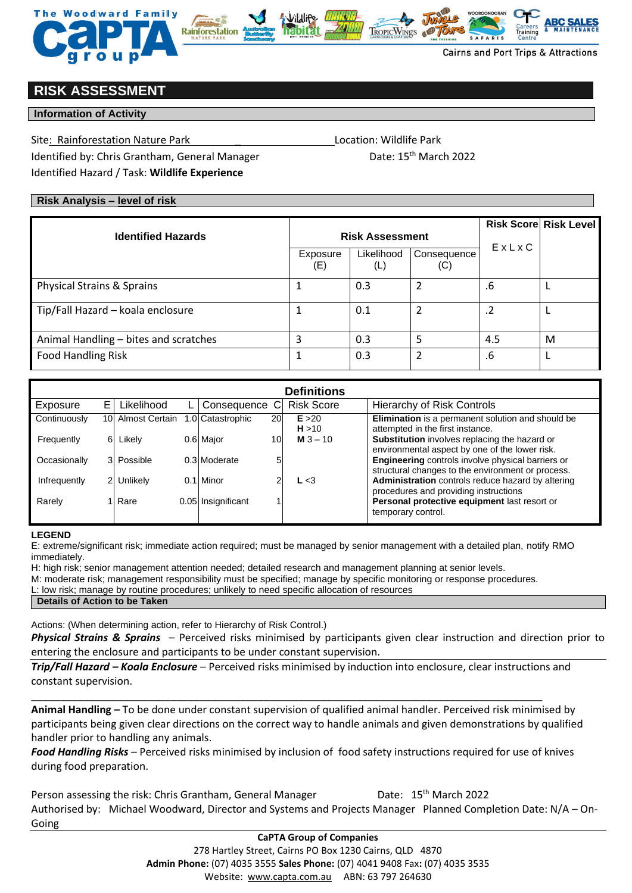# RISK ASSESSMENT

## Information of Activity

Site: Rainforestation Nature Park _ Location: Wildlife Park

Identified by: Chris Grantham, General Manager Date: 15th March 2022

Identified Hazard / Task: **Wildlife Experience**

## Risk Analysis – level of risk

| Identified Hazards | Risk Assessment | | | Risk Score | Risk Level |
|---|---|---|---|---|---|
| | Exposure (E) | Likelihood (L) | Consequence (C) | E x L x C | |
| Physical Strains & Sprains | 1 | 0.3 | 2 | .6 | L |
| Tip/Fall Hazard – koala enclosure | 1 | 0.1 | 2 | .2 | L |
| Animal Handling – bites and scratches | 3 | 0.3 | 5 | 4.5 | M |
| Food Handling Risk | 1 | 0.3 | 2 | .6 | L |

**Definitions**

| Exposure | E | Likelihood | L | Consequence | C | Risk Score | Hierarchy of Risk Controls |
|---|---|---|---|---|---|---|---|
| Continuously | 10 | Almost Certain | 1.0 | Catastrophic | 20 | **E** >20 **H** >10 | **Elimination** is a permanent solution and should be attempted in the first instance. |
| Frequently | 6 | Likely | 0.6 | Major | 10 | **M** 3 – 10 | **Substitution** involves replacing the hazard or environmental aspect by one of the lower risk. |
| Occasionally | 3 | Possible | 0.3 | Moderate | 5 | | **Engineering** controls involve physical barriers or structural changes to the environment or process. |
| Infrequently | 2 | Unlikely | 0.1 | Minor | 2 | **L** <3 | **Administration** controls reduce hazard by altering procedures and providing instructions |
| Rarely | 1 | Rare | 0.05 | Insignificant | 1 | | **Personal protective equipment** last resort or temporary control. |

**LEGEND**

E: extreme/significant risk; immediate action required; must be managed by senior management with a detailed plan, notify RMO immediately.

H: high risk; senior management attention needed; detailed research and management planning at senior levels.

M: moderate risk; management responsibility must be specified; manage by specific monitoring or response procedures.

L: low risk; manage by routine procedures; unlikely to need specific allocation of resources

## Details of Action to be Taken

Actions: (When determining action, refer to Hierarchy of Risk Control.)

***Physical Strains & Sprains*** – Perceived risks minimised by participants given clear instruction and direction prior to entering the enclosure and participants to be under constant supervision.

***Trip/Fall Hazard – Koala Enclosure*** – Perceived risks minimised by induction into enclosure, clear instructions and constant supervision.

**Animal Handling –** To be done under constant supervision of qualified animal handler. Perceived risk minimised by participants being given clear directions on the correct way to handle animals and given demonstrations by qualified handler prior to handling any animals.

***Food Handling Risks*** – Perceived risks minimised by inclusion of food safety instructions required for use of knives during food preparation.

Person assessing the risk: Chris Grantham, General Manager Date: 15th March 2022

Authorised by: Michael Woodward, Director and Systems and Projects Manager Planned Completion Date: N/A – On-Going